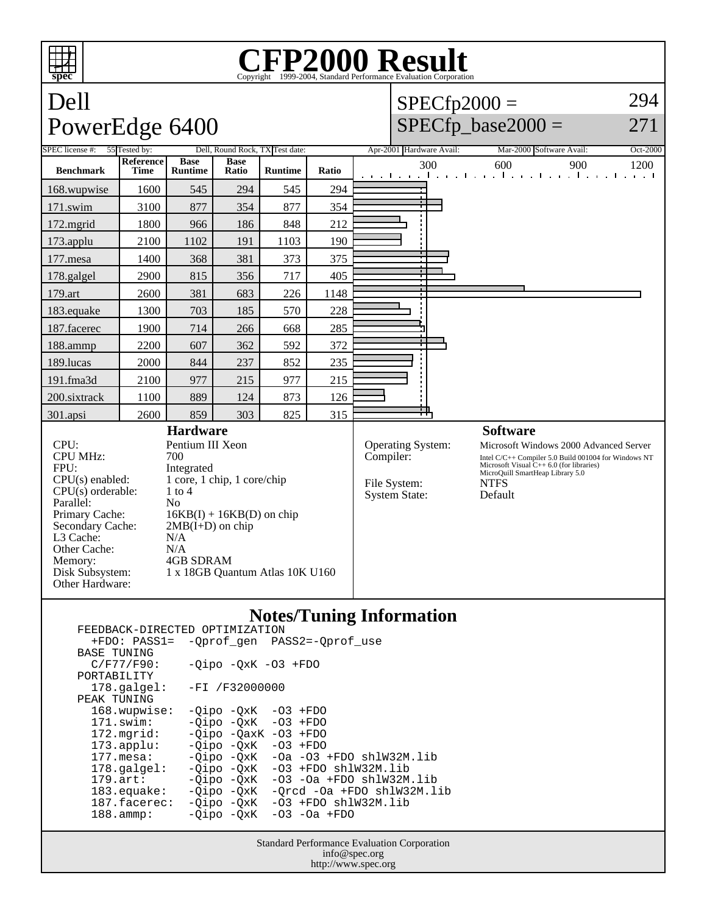# CFP2000 Result

Copyright 1999-2004, Standard Performance Evaluation Corporation

## Dell PowerEdge 6400

SPECfp2000 = 294

SPECfp_base2000 = 271

| SPEC license #: | 55 | Tested by: | Dell, Round Rock, TX | Test date: | Apr-2001 | Hardware Avail: | Mar-2000 | Software Avail: | Oct-2000 |
|---|---|---|---|---|---|---|---|---|---|

| Benchmark | Reference Time | Base Runtime | Base Ratio | Runtime | Ratio |
|---|---|---|---|---|---|
| 168.wupwise | 1600 | 545 | 294 | 545 | 294 |
| 171.swim | 3100 | 877 | 354 | 877 | 354 |
| 172.mgrid | 1800 | 966 | 186 | 848 | 212 |
| 173.applu | 2100 | 1102 | 191 | 1103 | 190 |
| 177.mesa | 1400 | 368 | 381 | 373 | 375 |
| 178.galgel | 2900 | 815 | 356 | 717 | 405 |
| 179.art | 2600 | 381 | 683 | 226 | 1148 |
| 183.equake | 1300 | 703 | 185 | 570 | 228 |
| 187.facerec | 1900 | 714 | 266 | 668 | 285 |
| 188.ammp | 2200 | 607 | 362 | 592 | 372 |
| 189.lucas | 2000 | 844 | 237 | 852 | 235 |
| 191.fma3d | 2100 | 977 | 215 | 977 | 215 |
| 200.sixtrack | 1100 | 889 | 124 | 873 | 126 |
| 301.apsi | 2600 | 859 | 303 | 825 | 315 |

### Hardware

| | |
|---|---|
| CPU: | Pentium III Xeon |
| CPU MHz: | 700 |
| FPU: | Integrated |
| CPU(s) enabled: | 1 core, 1 chip, 1 core/chip |
| CPU(s) orderable: | 1 to 4 |
| Parallel: | No |
| Primary Cache: | 16KB(I) + 16KB(D) on chip |
| Secondary Cache: | 2MB(I+D) on chip |
| L3 Cache: | N/A |
| Other Cache: | N/A |
| Memory: | 4GB SDRAM |
| Disk Subsystem: | 1 x 18GB Quantum Atlas 10K U160 |
| Other Hardware: | |

### Software

| | |
|---|---|
| Operating System: | Microsoft Windows 2000 Advanced Server |
| Compiler: | Intel C/C++ Compiler 5.0 Build 001004 for Windows NT<br>Microsoft Visual C++ 6.0 (for libraries)<br>MicroQuill SmartHeap Library 5.0 |
| File System: | NTFS |
| System State: | Default |

### Notes/Tuning Information

```
FEEDBACK-DIRECTED OPTIMIZATION
  +FDO: PASS1=  -Qprof_gen  PASS2=-Qprof_use
BASE TUNING
  C/F77/F90:    -Qipo -QxK -O3 +FDO
PORTABILITY
  178.galgel:   -FI /F32000000
PEAK TUNING
  168.wupwise:  -Qipo -QxK  -O3 +FDO
  171.swim:     -Qipo -QxK  -O3 +FDO
  172.mgrid:    -Qipo -QaxK -O3 +FDO
  173.applu:    -Qipo -QxK  -O3 +FDO
  177.mesa:     -Qipo -QxK  -Oa -O3 +FDO shlW32M.lib
  178.galgel:   -Qipo -QxK  -O3 +FDO shlW32M.lib
  179.art:      -Qipo -QxK  -O3 -Oa +FDO shlW32M.lib
  183.equake:   -Qipo -QxK  -Qrcd -Oa +FDO shlW32M.lib
  187.facerec:  -Qipo -QxK  -O3 +FDO shlW32M.lib
  188.ammp:     -Qipo -QxK  -O3 -Oa +FDO
```

Standard Performance Evaluation Corporation
info@spec.org
http://www.spec.org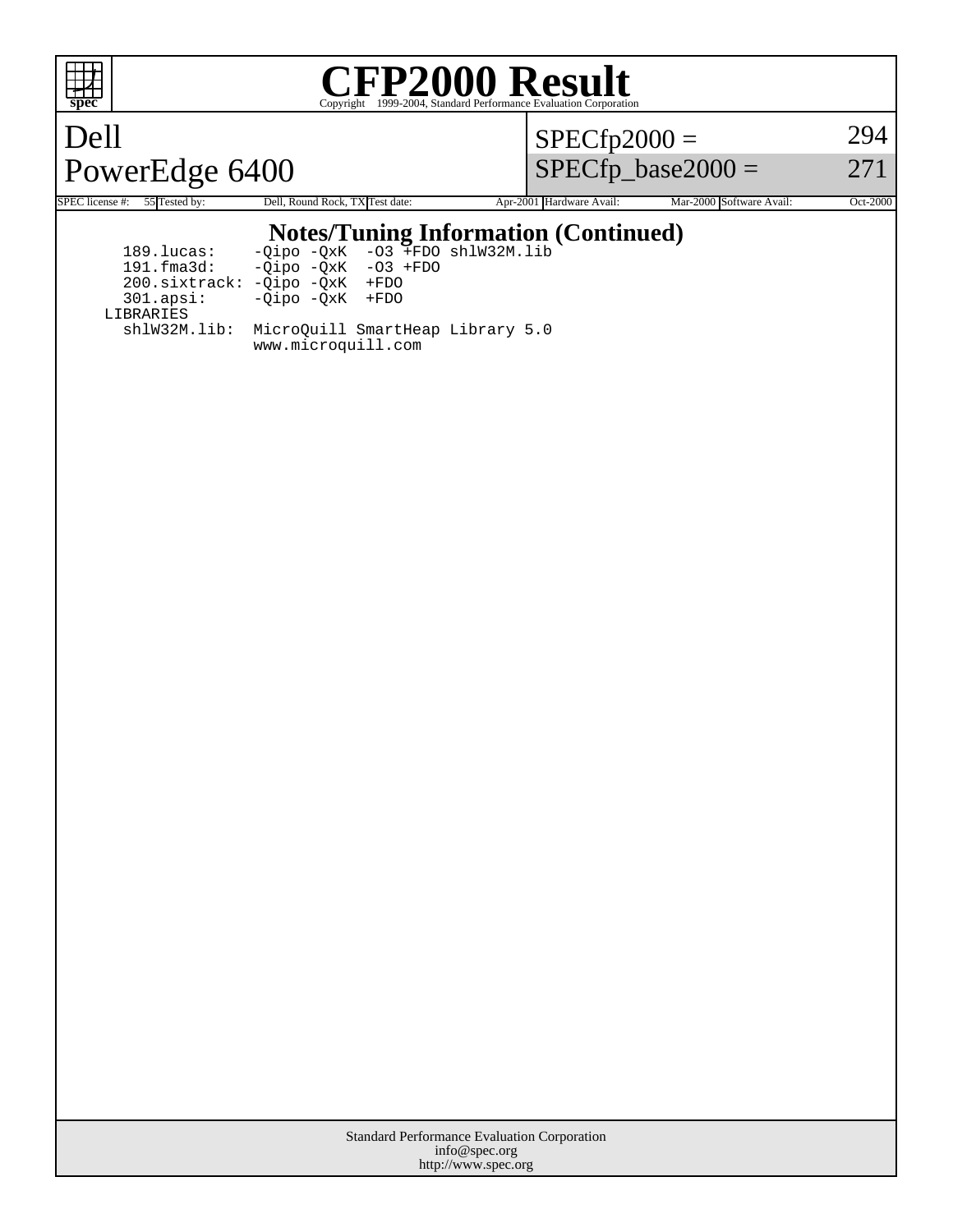# CFP2000 Result

Copyright 1999-2004, Standard Performance Evaluation Corporation

**Dell**
**PowerEdge 6400**

SPECfp2000 = 294
SPECfp_base2000 = 271

| SPEC license #: | 55 | Tested by: | Dell, Round Rock, TX | Test date: | Apr-2001 | Hardware Avail: | Mar-2000 | Software Avail: | Oct-2000 |
|---|---|---|---|---|---|---|---|---|---|

## Notes/Tuning Information (Continued)

```
     189.lucas:     -Qipo -QxK  -O3 +FDO shlW32M.lib
     191.fma3d:     -Qipo -QxK  -O3 +FDO
     200.sixtrack: -Qipo -QxK  +FDO
     301.apsi:      -Qipo -QxK  +FDO
   LIBRARIES
     shlW32M.lib:  MicroQuill SmartHeap Library 5.0
                   www.microquill.com
```

Standard Performance Evaluation Corporation
info@spec.org
http://www.spec.org